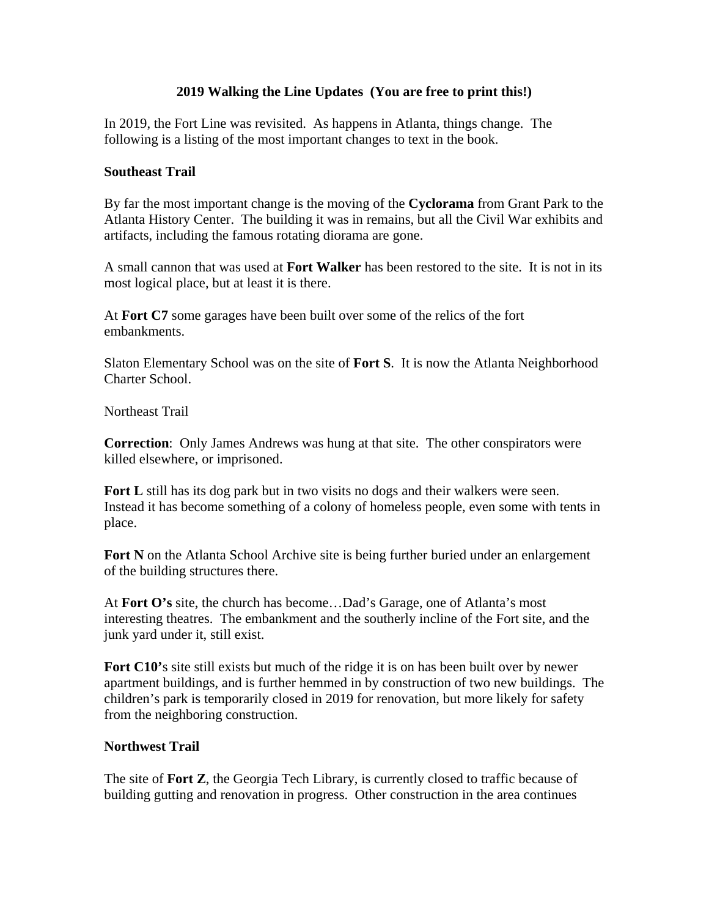## 2019 Walking the Line Updates (You are free to print this!)

In 2019, the Fort Line was revisited. As happens in Atlanta, things change. The following is a listing of the most important changes to text in the book.

### Southeast Trail

By far the most important change is the moving of the **Cyclorama** from Grant Park to the Atlanta History Center. The building it was in remains, but all the Civil War exhibits and artifacts, including the famous rotating diorama are gone.

A small cannon that was used at **Fort Walker** has been restored to the site. It is not in its most logical place, but at least it is there.

At **Fort C7** some garages have been built over some of the relics of the fort embankments.

Slaton Elementary School was on the site of **Fort S**. It is now the Atlanta Neighborhood Charter School.

### Northeast Trail

**Correction**: Only James Andrews was hung at that site. The other conspirators were killed elsewhere, or imprisoned.

**Fort L** still has its dog park but in two visits no dogs and their walkers were seen. Instead it has become something of a colony of homeless people, even some with tents in place.

**Fort N** on the Atlanta School Archive site is being further buried under an enlargement of the building structures there.

At **Fort O's** site, the church has become…Dad's Garage, one of Atlanta's most interesting theatres. The embankment and the southerly incline of the Fort site, and the junk yard under it, still exist.

**Fort C10'**s site still exists but much of the ridge it is on has been built over by newer apartment buildings, and is further hemmed in by construction of two new buildings. The children's park is temporarily closed in 2019 for renovation, but more likely for safety from the neighboring construction.

### Northwest Trail

The site of **Fort Z**, the Georgia Tech Library, is currently closed to traffic because of building gutting and renovation in progress. Other construction in the area continues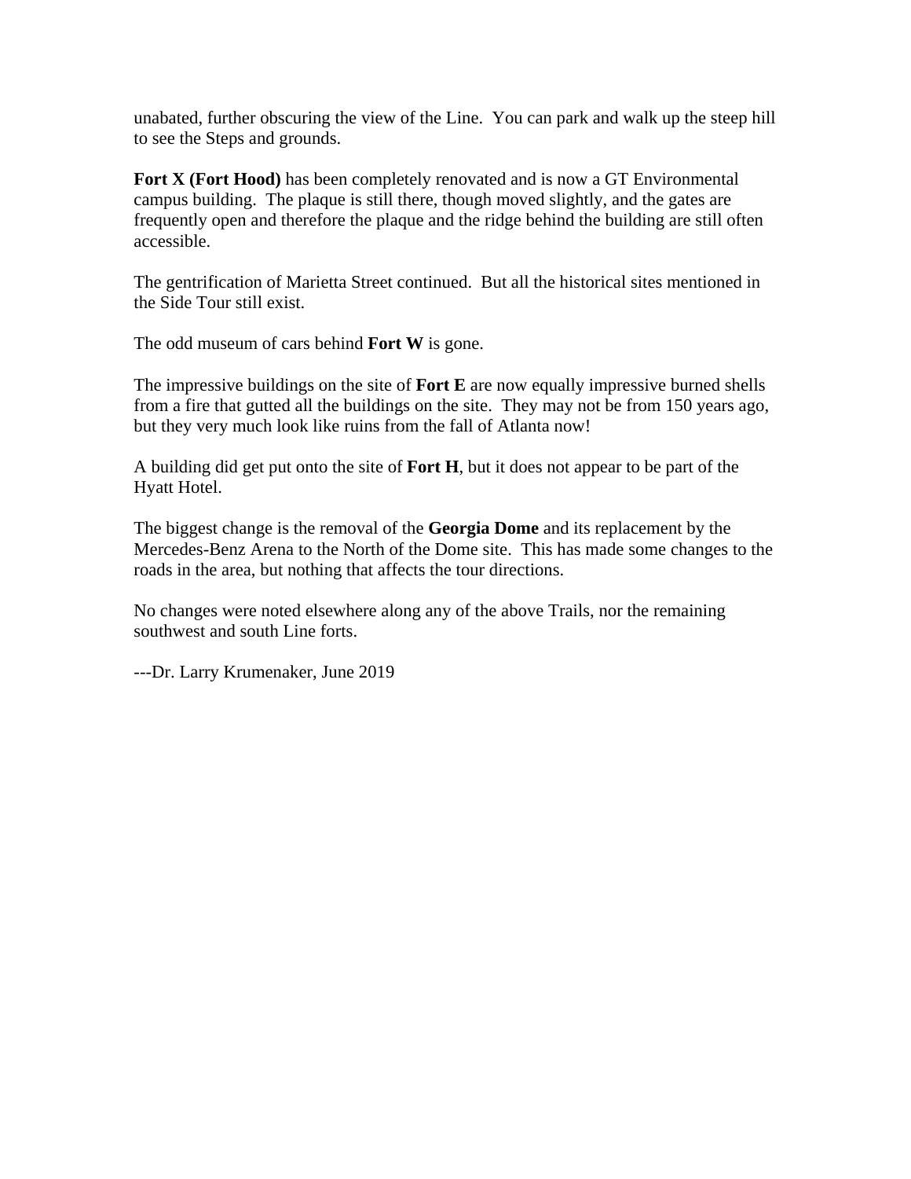unabated, further obscuring the view of the Line. You can park and walk up the steep hill to see the Steps and grounds.

**Fort X (Fort Hood)** has been completely renovated and is now a GT Environmental campus building. The plaque is still there, though moved slightly, and the gates are frequently open and therefore the plaque and the ridge behind the building are still often accessible.

The gentrification of Marietta Street continued. But all the historical sites mentioned in the Side Tour still exist.

The odd museum of cars behind **Fort W** is gone.

The impressive buildings on the site of **Fort E** are now equally impressive burned shells from a fire that gutted all the buildings on the site. They may not be from 150 years ago, but they very much look like ruins from the fall of Atlanta now!

A building did get put onto the site of **Fort H**, but it does not appear to be part of the Hyatt Hotel.

The biggest change is the removal of the **Georgia Dome** and its replacement by the Mercedes-Benz Arena to the North of the Dome site. This has made some changes to the roads in the area, but nothing that affects the tour directions.

No changes were noted elsewhere along any of the above Trails, nor the remaining southwest and south Line forts.

---Dr. Larry Krumenaker, June 2019